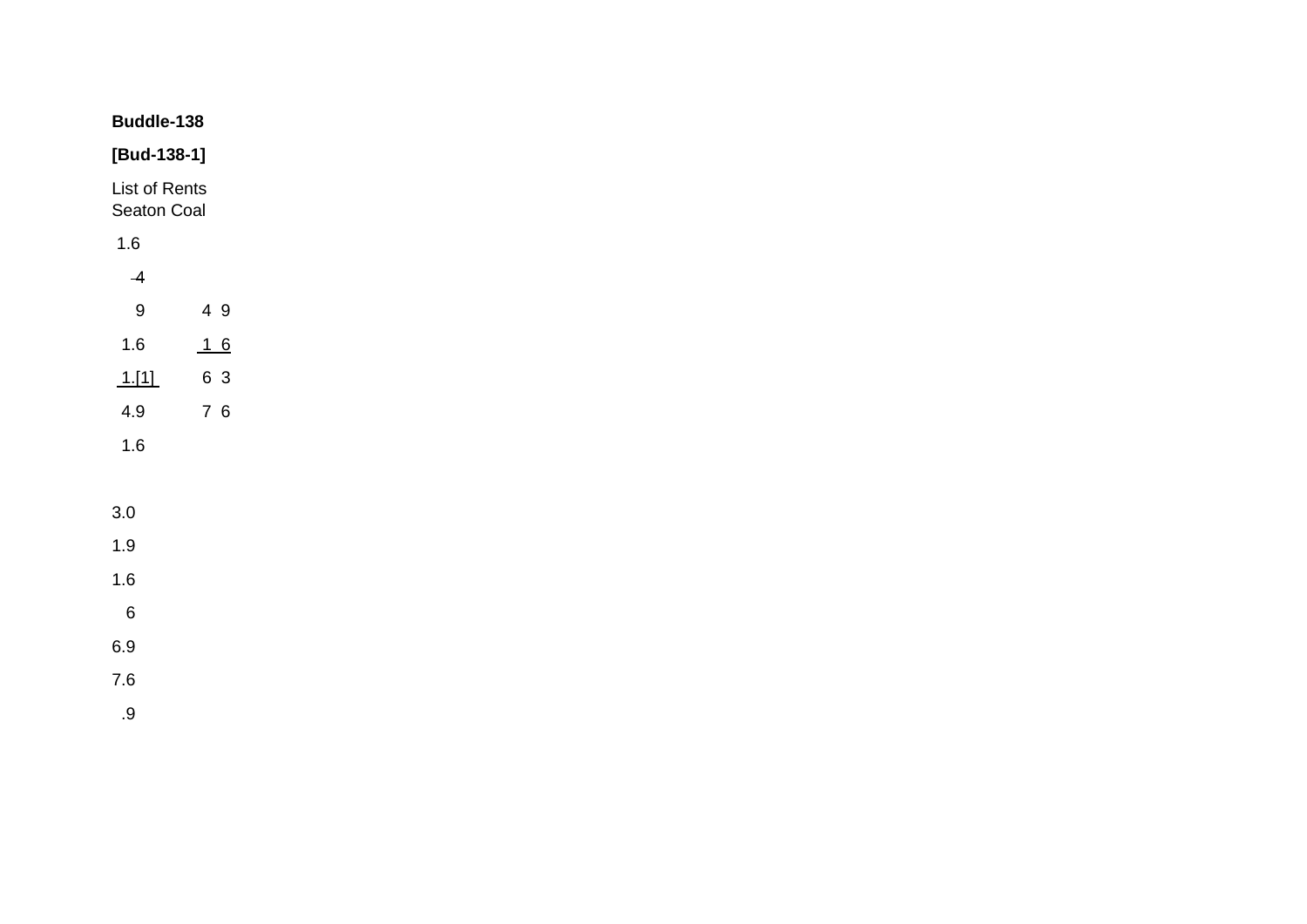**Buddle-138**

**[Bud-138-1]**

List of Rents
Seaton Coal

1.6

-4

| | |
|---|---|
| 9 | 4 9 |
| 1.6 | <u>1 6</u> |
| <u>1.[1]</u> | 6 3 |
| 4.9 | 7 6 |
| 1.6 | |

3.0

1.9

1.6

6

6.9

7.6

.9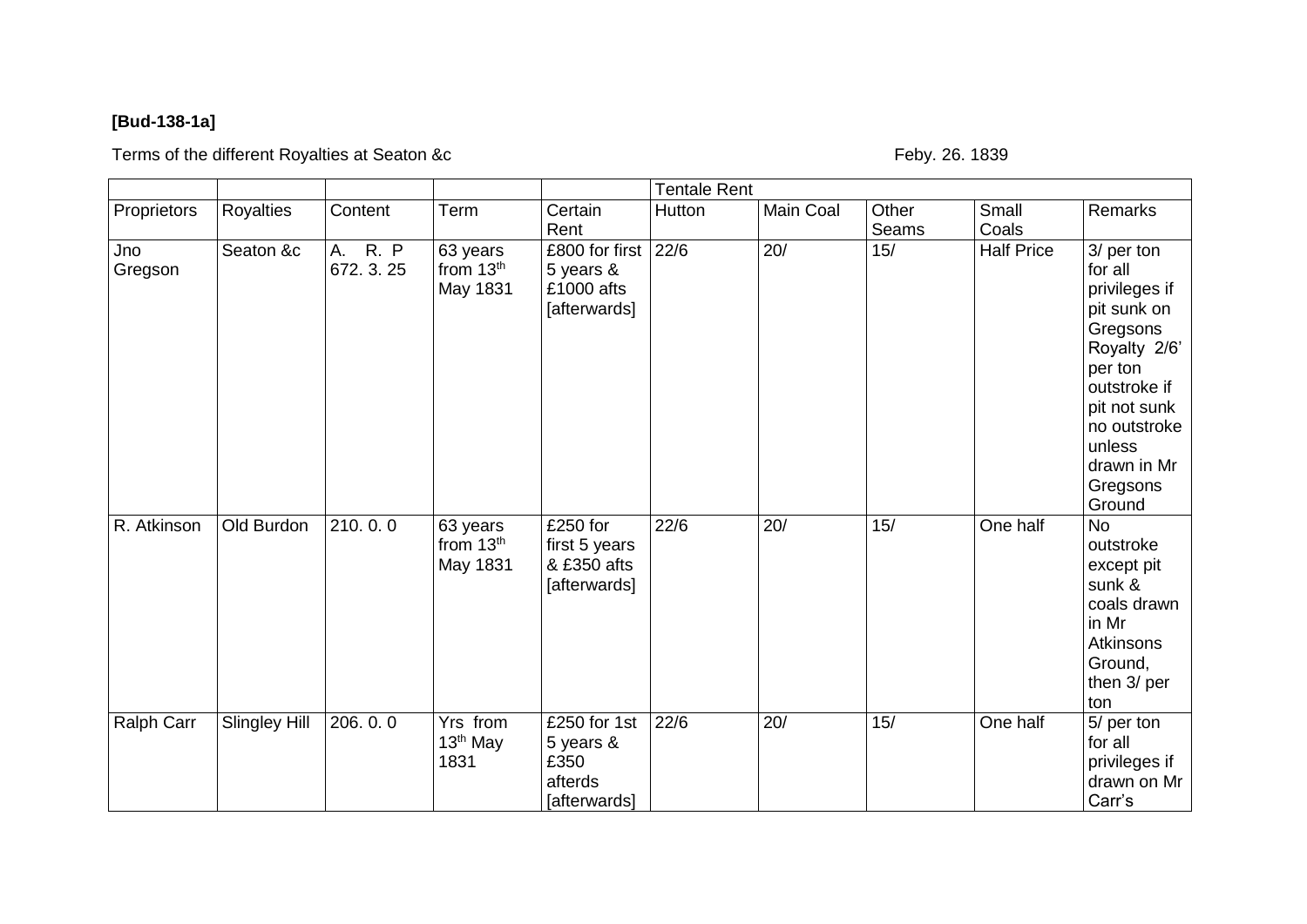**[Bud-138-1a]**

Terms of the different Royalties at Seaton &c Feby. 26. 1839

| | | | | | Tentale Rent | | | | |
|---|---|---|---|---|---|---|---|---|---|
| Proprietors | Royalties | Content | Term | Certain Rent | Hutton | Main Coal | Other Seams | Small Coals | Remarks |
| Jno Gregson | Seaton &c | A. R. P 672. 3. 25 | 63 years from 13th May 1831 | £800 for first 5 years & £1000 afts [afterwards] | 22/6 | 20/ | 15/ | Half Price | 3/ per ton for all privileges if pit sunk on Gregsons Royalty 2/6' per ton outstroke if pit not sunk no outstroke unless drawn in Mr Gregsons Ground |
| R. Atkinson | Old Burdon | 210. 0. 0 | 63 years from 13th May 1831 | £250 for first 5 years & £350 afts [afterwards] | 22/6 | 20/ | 15/ | One half | No outstroke except pit sunk & coals drawn in Mr Atkinsons Ground, then 3/ per ton |
| Ralph Carr | Slingley Hill | 206. 0. 0 | Yrs from 13th May 1831 | £250 for 1st 5 years & £350 afterds [afterwards] | 22/6 | 20/ | 15/ | One half | 5/ per ton for all privileges if drawn on Mr Carr's |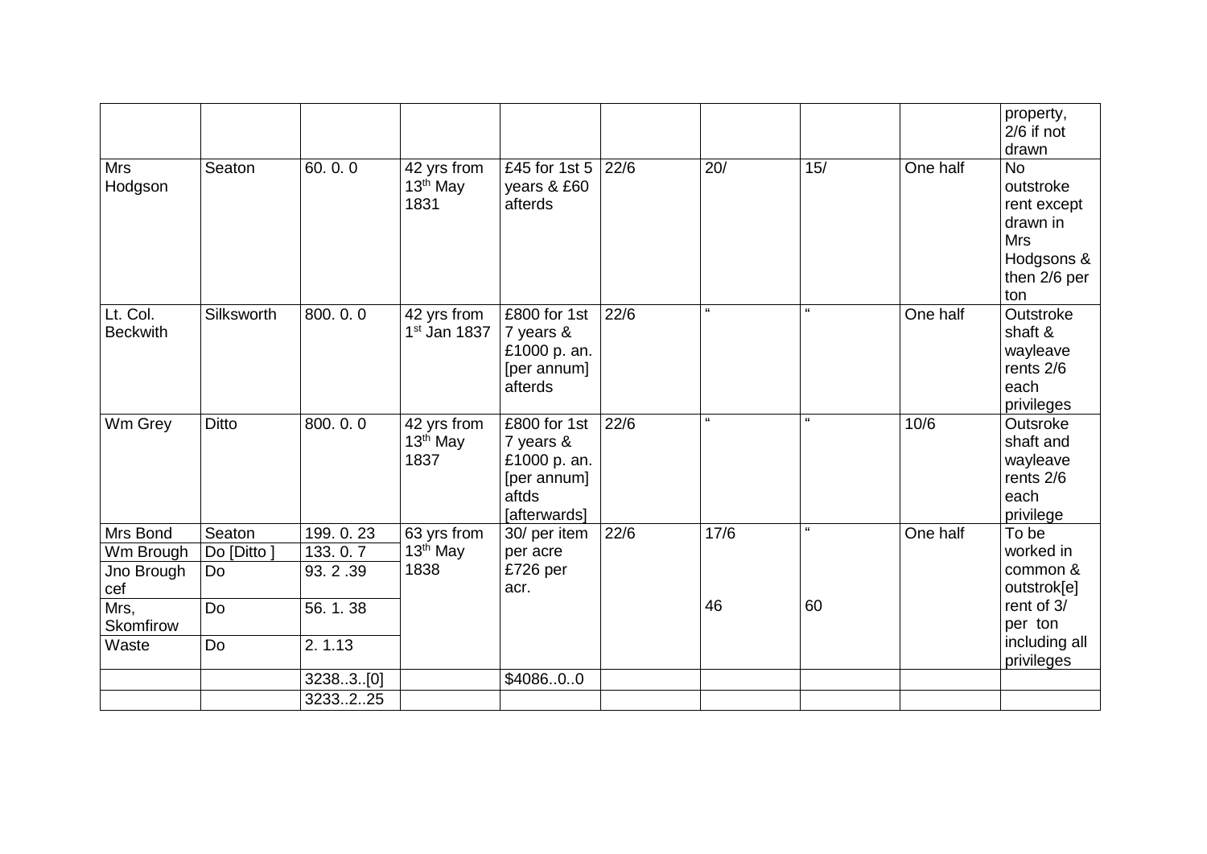| | | | | | | | | | |
|---|---|---|---|---|---|---|---|---|---|
| | | | | | | | | | property, 2/6 if not drawn |
| Mrs Hodgson | Seaton | 60. 0. 0 | 42 yrs from 13th May 1831 | £45 for 1st 5 years & £60 afterds | 22/6 | 20/ | 15/ | One half | No outstroke rent except drawn in Mrs Hodgsons & then 2/6 per ton |
| Lt. Col. Beckwith | Silksworth | 800. 0. 0 | 42 yrs from 1st Jan 1837 | £800 for 1st 7 years & £1000 p. an. [per annum] afterds | 22/6 | " | " | One half | Outstroke shaft & wayleave rents 2/6 each privileges |
| Wm Grey | Ditto | 800. 0. 0 | 42 yrs from 13th May 1837 | £800 for 1st 7 years & £1000 p. an. [per annum] aftds [afterwards] | 22/6 | " | " | 10/6 | Outsroke shaft and wayleave rents 2/6 each privilege |
| Mrs Bond | Seaton | 199. 0. 23 | 63 yrs from 13th May 1838 | 30/ per item per acre £726 per acr. | 22/6 | 17/6 | " | One half | To be worked in common & outstrok[e] rent of 3/ per ton including all privileges |
| Wm Brough | Do [Ditto ] | 133. 0. 7 | | | | | | | |
| Jno Brough cef | Do | 93. 2 .39 | | | | | | | |
| Mrs, Skomfirow | Do | 56. 1. 38 | | | | 46 | 60 | | |
| Waste | Do | 2. 1.13 | | | | | | | |
| | | 3238..3..[0] | | $4086..0..0 | | | | | |
| | | 3233..2..25 | | | | | | | |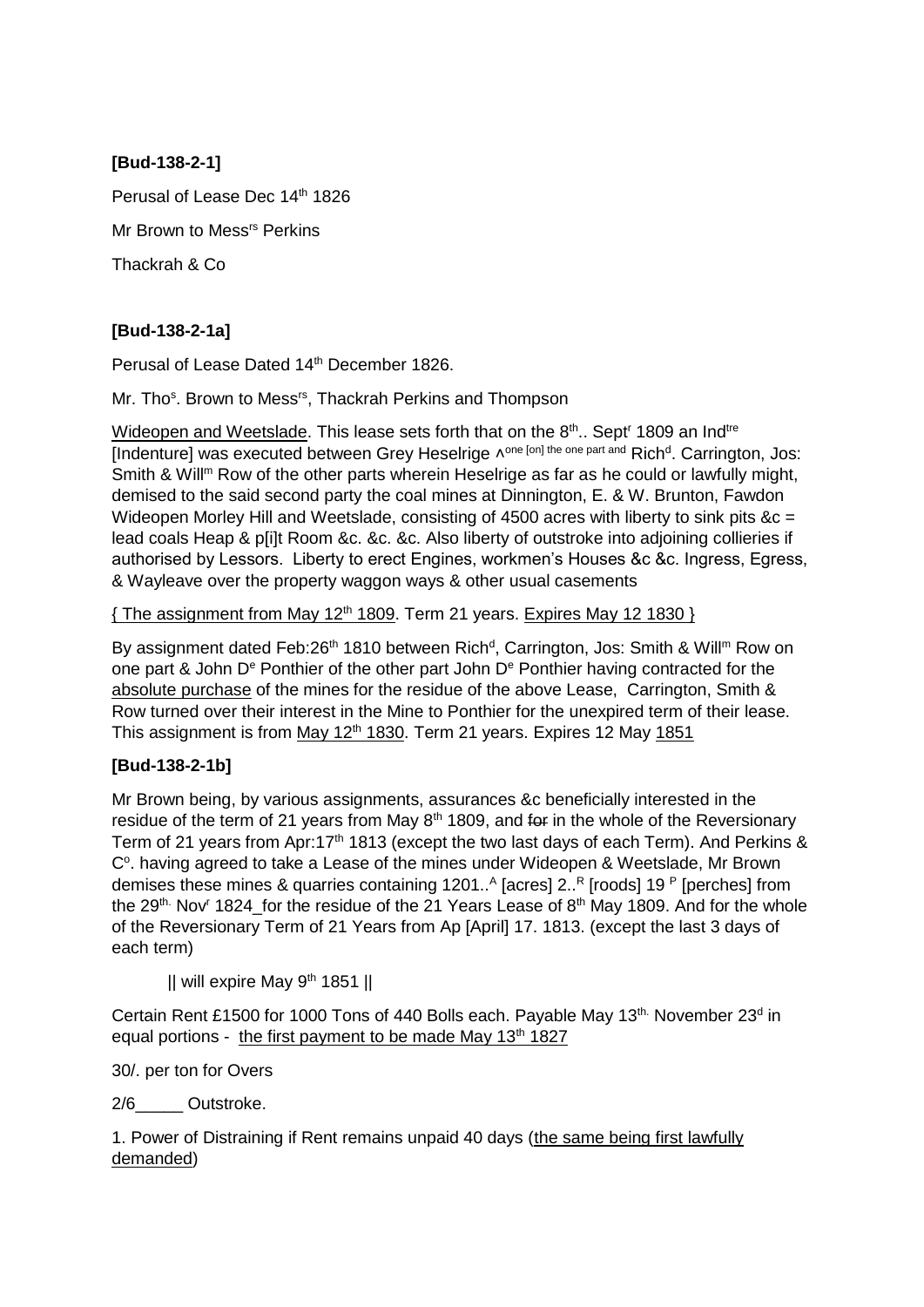**[Bud-138-2-1]**

Perusal of Lease Dec 14th 1826

Mr Brown to Messrs Perkins

Thackrah & Co

**[Bud-138-2-1a]**

Perusal of Lease Dated 14th December 1826.

Mr. Thos. Brown to Messrs, Thackrah Perkins and Thompson

Wideopen and Weetslade. This lease sets forth that on the 8th.. Septr 1809 an Indtre [Indenture] was executed between Grey Heselrige ^one [on] the one part and Richd. Carrington, Jos: Smith & Willm Row of the other parts wherein Heselrige as far as he could or lawfully might, demised to the said second party the coal mines at Dinnington, E. & W. Brunton, Fawdon Wideopen Morley Hill and Weetslade, consisting of 4500 acres with liberty to sink pits &c = lead coals Heap & p[i]t Room &c. &c. &c. Also liberty of outstroke into adjoining collieries if authorised by Lessors. Liberty to erect Engines, workmen's Houses &c &c. Ingress, Egress, & Wayleave over the property waggon ways & other usual casements

{ The assignment from May 12th 1809. Term 21 years. Expires May 12 1830 }

By assignment dated Feb:26th 1810 between Richd, Carrington, Jos: Smith & Willm Row on one part & John De Ponthier of the other part John De Ponthier having contracted for the absolute purchase of the mines for the residue of the above Lease, Carrington, Smith & Row turned over their interest in the Mine to Ponthier for the unexpired term of their lease. This assignment is from May 12th 1830. Term 21 years. Expires 12 May 1851

**[Bud-138-2-1b]**

Mr Brown being, by various assignments, assurances &c beneficially interested in the residue of the term of 21 years from May 8th 1809, and ~~for~~ in the whole of the Reversionary Term of 21 years from Apr:17th 1813 (except the two last days of each Term). And Perkins & Co. having agreed to take a Lease of the mines under Wideopen & Weetslade, Mr Brown demises these mines & quarries containing 1201..A [acres] 2..R [roods] 19 P [perches] from the 29th. Novr 1824_for the residue of the 21 Years Lease of 8th May 1809. And for the whole of the Reversionary Term of 21 Years from Ap [April] 17. 1813. (except the last 3 days of each term)

|| will expire May 9th 1851 ||

Certain Rent £1500 for 1000 Tons of 440 Bolls each. Payable May 13th. November 23d in equal portions - the first payment to be made May 13th 1827

30/. per ton for Overs

2/6_____ Outstroke.

1. Power of Distraining if Rent remains unpaid 40 days (the same being first lawfully demanded)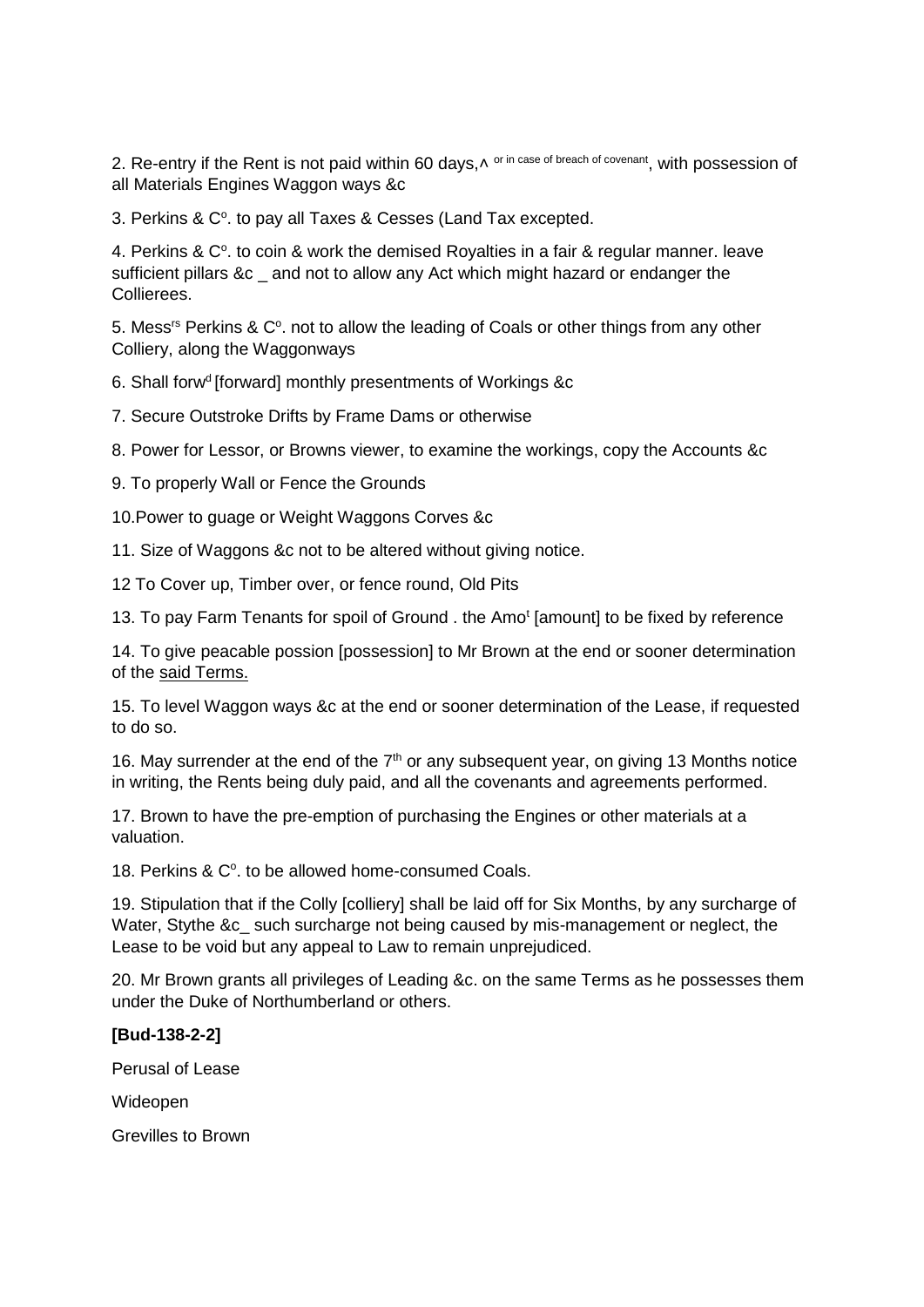2. Re-entry if the Rent is not paid within 60 days,^ or in case of breach of covenant, with possession of all Materials Engines Waggon ways &c

3. Perkins & C^o^. to pay all Taxes & Cesses (Land Tax excepted.

4. Perkins & C^o^. to coin & work the demised Royalties in a fair & regular manner. leave sufficient pillars &c _ and not to allow any Act which might hazard or endanger the Collierees.

5. Mess^rs^ Perkins & C^o^. not to allow the leading of Coals or other things from any other Colliery, along the Waggonways

6. Shall forw^d^ [forward] monthly presentments of Workings &c

7. Secure Outstroke Drifts by Frame Dams or otherwise

8. Power for Lessor, or Browns viewer, to examine the workings, copy the Accounts &c

9. To properly Wall or Fence the Grounds

10. Power to guage or Weight Waggons Corves &c

11. Size of Waggons &c not to be altered without giving notice.

12 To Cover up, Timber over, or fence round, Old Pits

13. To pay Farm Tenants for spoil of Ground . the Amo^t^ [amount] to be fixed by reference

14. To give peacable possion [possession] to Mr Brown at the end or sooner determination of the <u>said Terms.</u>

15. To level Waggon ways &c at the end or sooner determination of the Lease, if requested to do so.

16. May surrender at the end of the 7^th^ or any subsequent year, on giving 13 Months notice in writing, the Rents being duly paid, and all the covenants and agreements performed.

17. Brown to have the pre-emption of purchasing the Engines or other materials at a valuation.

18. Perkins & C^o^. to be allowed home-consumed Coals.

19. Stipulation that if the Colly [colliery] shall be laid off for Six Months, by any surcharge of Water, Stythe &c_ such surcharge not being caused by mis-management or neglect, the Lease to be void but any appeal to Law to remain unprejudiced.

20. Mr Brown grants all privileges of Leading &c. on the same Terms as he possesses them under the Duke of Northumberland or others.

**[Bud-138-2-2]**

Perusal of Lease

Wideopen

Grevilles to Brown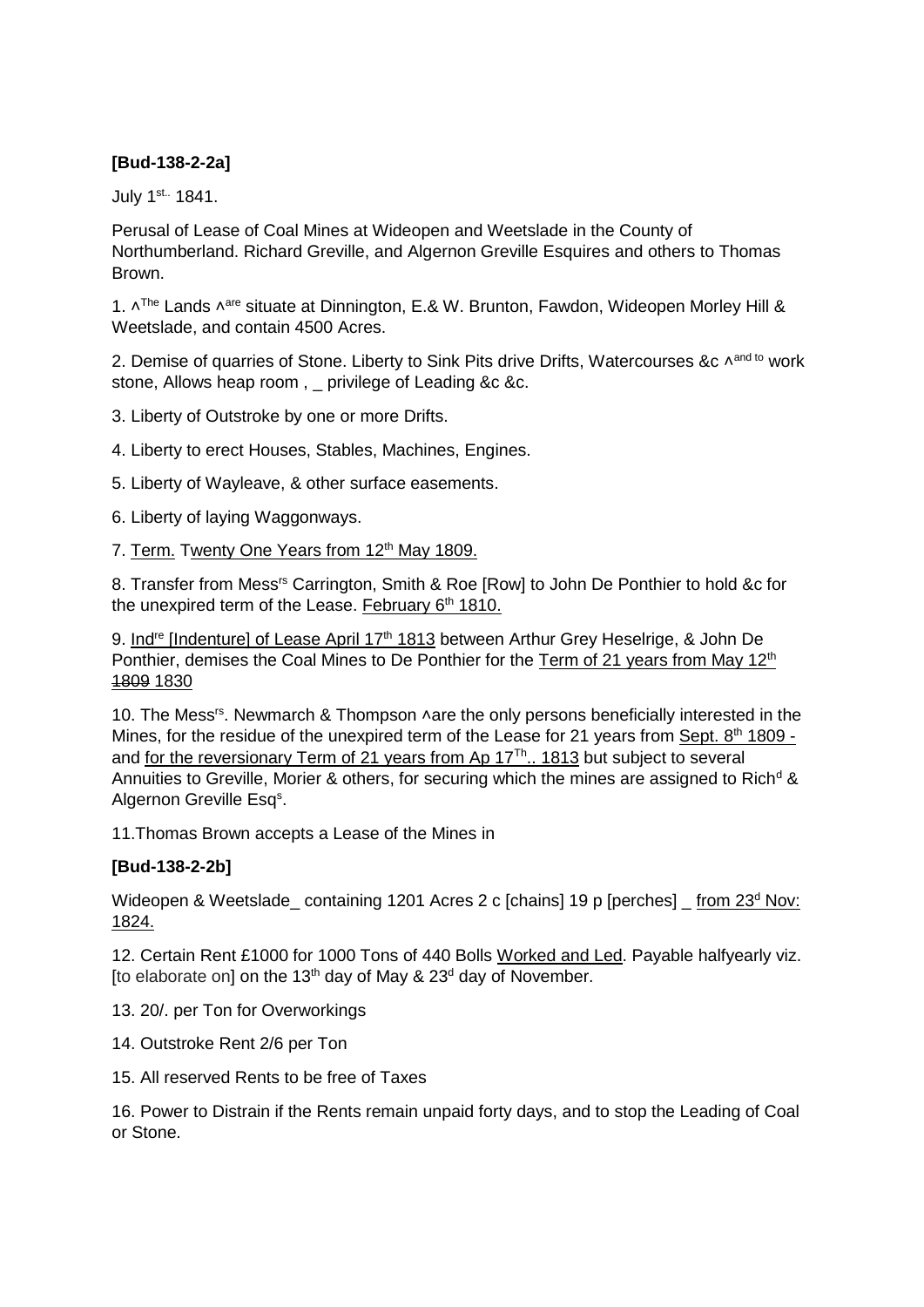**[Bud-138-2-2a]**

July 1st.. 1841.

Perusal of Lease of Coal Mines at Wideopen and Weetslade in the County of Northumberland. Richard Greville, and Algernon Greville Esquires and others to Thomas Brown.

1. ^The Lands ^are situate at Dinnington, E.& W. Brunton, Fawdon, Wideopen Morley Hill & Weetslade, and contain 4500 Acres.

2. Demise of quarries of Stone. Liberty to Sink Pits drive Drifts, Watercourses &c ^and to work stone, Allows heap room , _ privilege of Leading &c &c.

3. Liberty of Outstroke by one or more Drifts.

4. Liberty to erect Houses, Stables, Machines, Engines.

5. Liberty of Wayleave, & other surface easements.

6. Liberty of laying Waggonways.

7. Term. Twenty One Years from 12th May 1809.

8. Transfer from Messrs Carrington, Smith & Roe [Row] to John De Ponthier to hold &c for the unexpired term of the Lease. February 6th 1810.

9. Indre [Indenture] of Lease April 17th 1813 between Arthur Grey Heselrige, & John De Ponthier, demises the Coal Mines to De Ponthier for the Term of 21 years from May 12th ~~1809~~ 1830

10. The Messrs. Newmarch & Thompson ^are the only persons beneficially interested in the Mines, for the residue of the unexpired term of the Lease for 21 years from Sept. 8th 1809 - and for the reversionary Term of 21 years from Ap 17Th.. 1813 but subject to several Annuities to Greville, Morier & others, for securing which the mines are assigned to Richd & Algernon Greville Esqs.

11.Thomas Brown accepts a Lease of the Mines in

**[Bud-138-2-2b]**

Wideopen & Weetslade_ containing 1201 Acres 2 c [chains] 19 p [perches] _ from 23d Nov: 1824.

12. Certain Rent £1000 for 1000 Tons of 440 Bolls Worked and Led. Payable halfyearly viz. [to elaborate on] on the 13th day of May & 23d day of November.

13. 20/. per Ton for Overworkings

14. Outstroke Rent 2/6 per Ton

15. All reserved Rents to be free of Taxes

16. Power to Distrain if the Rents remain unpaid forty days, and to stop the Leading of Coal or Stone.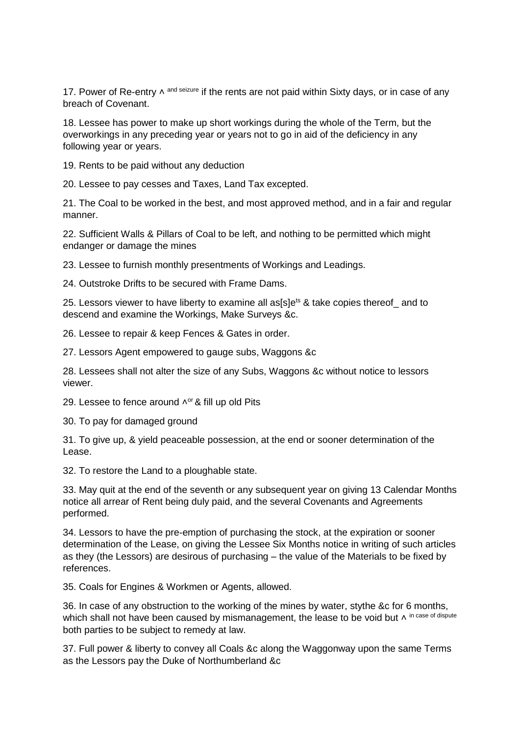17. Power of Re-entry ^ [and seizure] if the rents are not paid within Sixty days, or in case of any breach of Covenant.

18. Lessee has power to make up short workings during the whole of the Term, but the overworkings in any preceding year or years not to go in aid of the deficiency in any following year or years.

19. Rents to be paid without any deduction

20. Lessee to pay cesses and Taxes, Land Tax excepted.

21. The Coal to be worked in the best, and most approved method, and in a fair and regular manner.

22. Sufficient Walls & Pillars of Coal to be left, and nothing to be permitted which might endanger or damage the mines

23. Lessee to furnish monthly presentments of Workings and Leadings.

24. Outstroke Drifts to be secured with Frame Dams.

25. Lessors viewer to have liberty to examine all as[s]e[ts] & take copies thereof_ and to descend and examine the Workings, Make Surveys &c.

26. Lessee to repair & keep Fences & Gates in order.

27. Lessors Agent empowered to gauge subs, Waggons &c

28. Lessees shall not alter the size of any Subs, Waggons &c without notice to lessors viewer.

29. Lessee to fence around ^[or] & fill up old Pits

30. To pay for damaged ground

31. To give up, & yield peaceable possession, at the end or sooner determination of the Lease.

32. To restore the Land to a ploughable state.

33. May quit at the end of the seventh or any subsequent year on giving 13 Calendar Months notice all arrear of Rent being duly paid, and the several Covenants and Agreements performed.

34. Lessors to have the pre-emption of purchasing the stock, at the expiration or sooner determination of the Lease, on giving the Lessee Six Months notice in writing of such articles as they (the Lessors) are desirous of purchasing – the value of the Materials to be fixed by references.

35. Coals for Engines & Workmen or Agents, allowed.

36. In case of any obstruction to the working of the mines by water, stythe &c for 6 months, which shall not have been caused by mismanagement, the lease to be void but ^ [in case of dispute] both parties to be subject to remedy at law.

37. Full power & liberty to convey all Coals &c along the Waggonway upon the same Terms as the Lessors pay the Duke of Northumberland &c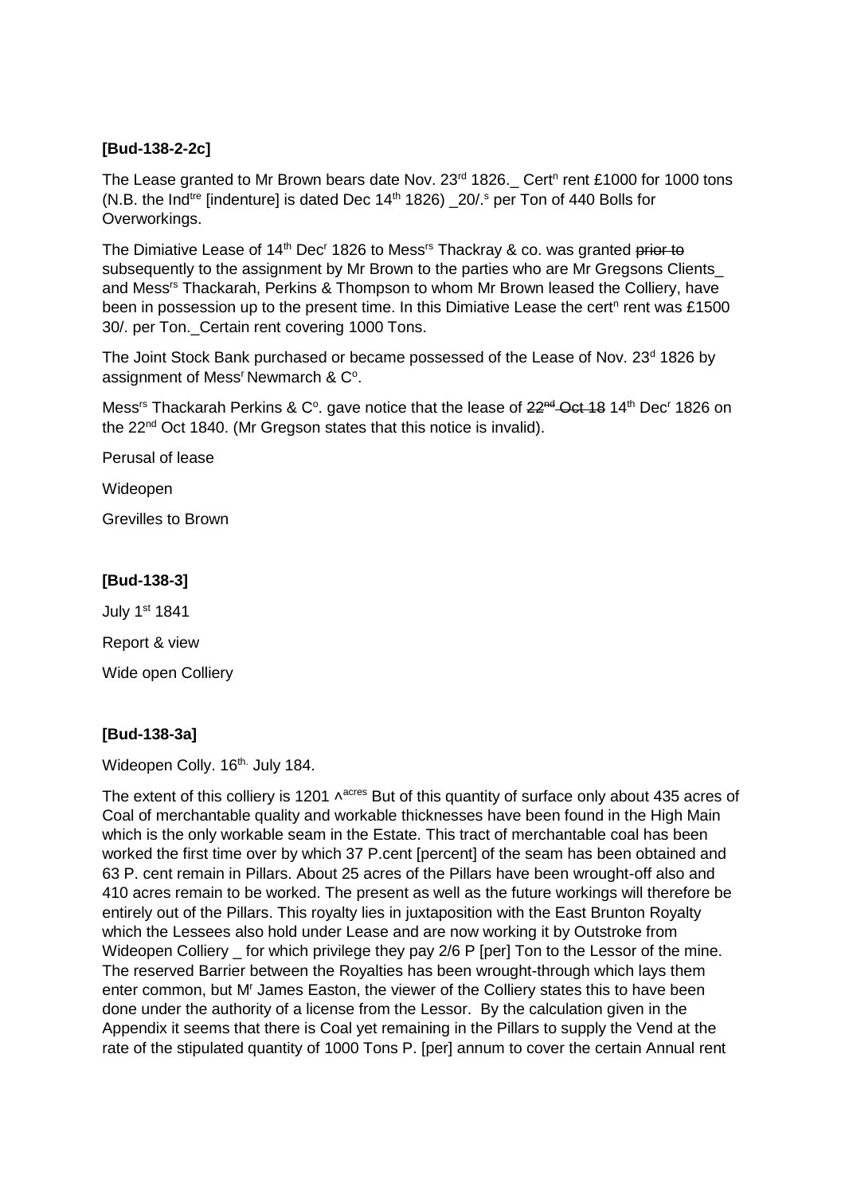**[Bud-138-2-2c]**

The Lease granted to Mr Brown bears date Nov. 23[rd] 1826._ Cert[n] rent £1000 for 1000 tons (N.B. the Ind[tre] [indenture] is dated Dec 14[th] 1826) _20/.[s] per Ton of 440 Bolls for Overworkings.

The Dimiative Lease of 14[th] Dec[r] 1826 to Mess[rs] Thackray & co. was granted ~~prior to~~ subsequently to the assignment by Mr Brown to the parties who are Mr Gregsons Clients_ and Mess[rs] Thackarah, Perkins & Thompson to whom Mr Brown leased the Colliery, have been in possession up to the present time. In this Dimiative Lease the cert[n] rent was £1500 30/. per Ton._Certain rent covering 1000 Tons.

The Joint Stock Bank purchased or became possessed of the Lease of Nov. 23[d] 1826 by assignment of Mess[r] Newmarch & C[o].

Mess[rs] Thackarah Perkins & C[o]. gave notice that the lease of ~~22[nd] Oct 18~~ 14[th] Dec[r] 1826 on the 22[nd] Oct 1840. (Mr Gregson states that this notice is invalid).

Perusal of lease

Wideopen

Grevilles to Brown

**[Bud-138-3]**

July 1[st] 1841

Report & view

Wide open Colliery

**[Bud-138-3a]**

Wideopen Colly. 16[th.] July 184.

The extent of this colliery is 1201 ^[acres] But of this quantity of surface only about 435 acres of Coal of merchantable quality and workable thicknesses have been found in the High Main which is the only workable seam in the Estate. This tract of merchantable coal has been worked the first time over by which 37 P.cent [percent] of the seam has been obtained and 63 P. cent remain in Pillars. About 25 acres of the Pillars have been wrought-off also and 410 acres remain to be worked. The present as well as the future workings will therefore be entirely out of the Pillars. This royalty lies in juxtaposition with the East Brunton Royalty which the Lessees also hold under Lease and are now working it by Outstroke from Wideopen Colliery _ for which privilege they pay 2/6 P [per] Ton to the Lessor of the mine. The reserved Barrier between the Royalties has been wrought-through which lays them enter common, but M[r] James Easton, the viewer of the Colliery states this to have been done under the authority of a license from the Lessor. By the calculation given in the Appendix it seems that there is Coal yet remaining in the Pillars to supply the Vend at the rate of the stipulated quantity of 1000 Tons P. [per] annum to cover the certain Annual rent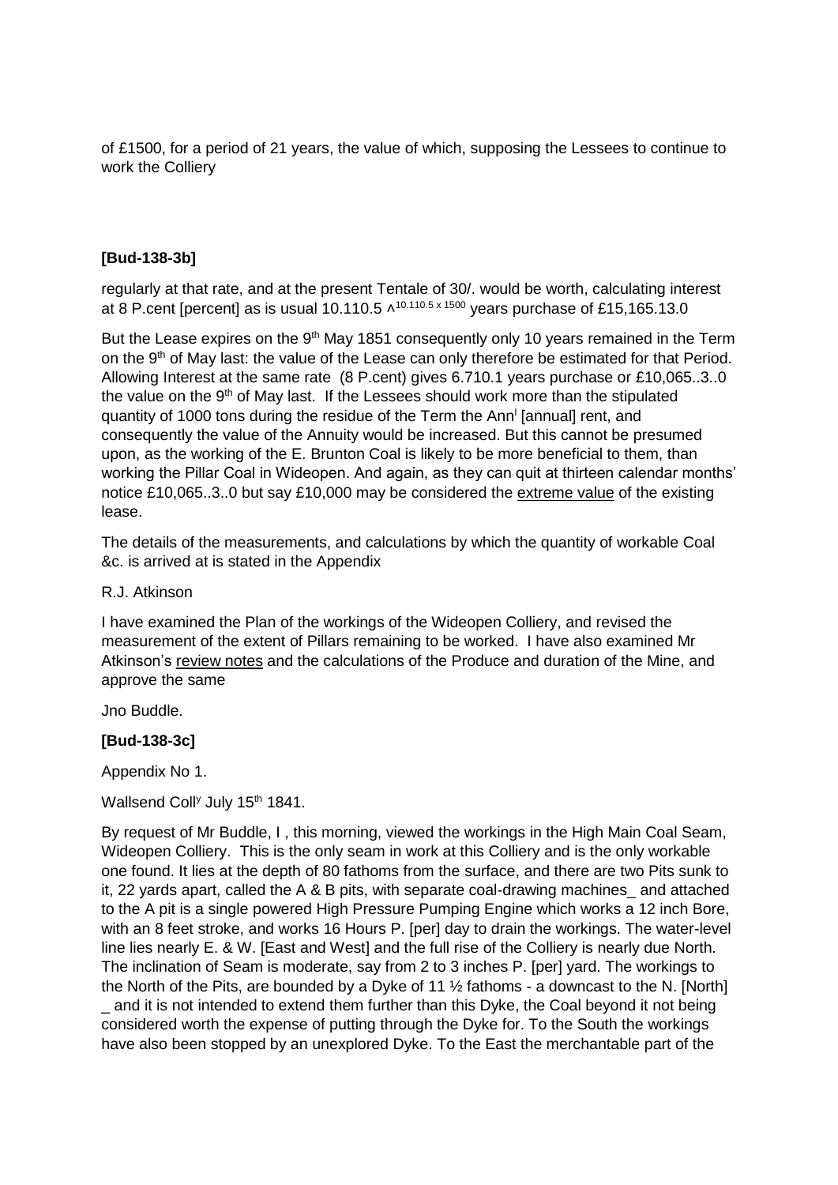of £1500, for a period of 21 years, the value of which, supposing the Lessees to continue to work the Colliery

**[Bud-138-3b]**

regularly at that rate, and at the present Tentale of 30/. would be worth, calculating interest at 8 P.cent [percent] as is usual 10.110.5 ^$^{10.110.5 \times 1500}$ years purchase of £15,165.13.0

But the Lease expires on the 9th May 1851 consequently only 10 years remained in the Term on the 9th of May last: the value of the Lease can only therefore be estimated for that Period. Allowing Interest at the same rate (8 P.cent) gives 6.710.1 years purchase or £10,065..3..0 the value on the 9th of May last. If the Lessees should work more than the stipulated quantity of 1000 tons during the residue of the Term the Annl [annual] rent, and consequently the value of the Annuity would be increased. But this cannot be presumed upon, as the working of the E. Brunton Coal is likely to be more beneficial to them, than working the Pillar Coal in Wideopen. And again, as they can quit at thirteen calendar months' notice £10,065..3..0 but say £10,000 may be considered the <u>extreme value</u> of the existing lease.

The details of the measurements, and calculations by which the quantity of workable Coal &c. is arrived at is stated in the Appendix

R.J. Atkinson

I have examined the Plan of the workings of the Wideopen Colliery, and revised the measurement of the extent of Pillars remaining to be worked. I have also examined Mr Atkinson's <u>review notes</u> and the calculations of the Produce and duration of the Mine, and approve the same

Jno Buddle.

**[Bud-138-3c]**

Appendix No 1.

Wallsend Colly July 15th 1841.

By request of Mr Buddle, I , this morning, viewed the workings in the High Main Coal Seam, Wideopen Colliery. This is the only seam in work at this Colliery and is the only workable one found. It lies at the depth of 80 fathoms from the surface, and there are two Pits sunk to it, 22 yards apart, called the A & B pits, with separate coal-drawing machines_ and attached to the A pit is a single powered High Pressure Pumping Engine which works a 12 inch Bore, with an 8 feet stroke, and works 16 Hours P. [per] day to drain the workings. The water-level line lies nearly E. & W. [East and West] and the full rise of the Colliery is nearly due North. The inclination of Seam is moderate, say from 2 to 3 inches P. [per] yard. The workings to the North of the Pits, are bounded by a Dyke of 11 ½ fathoms - a downcast to the N. [North] _ and it is not intended to extend them further than this Dyke, the Coal beyond it not being considered worth the expense of putting through the Dyke for. To the South the workings have also been stopped by an unexplored Dyke. To the East the merchantable part of the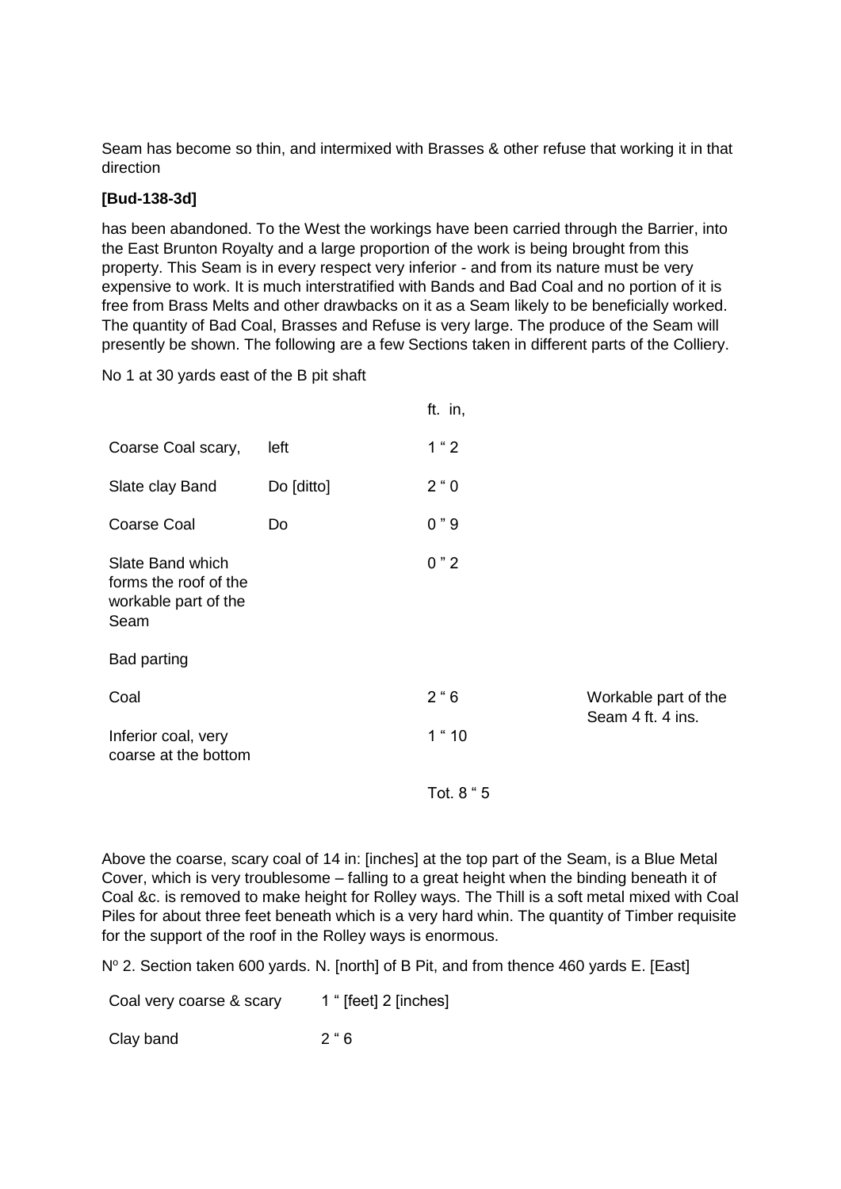Seam has become so thin, and intermixed with Brasses & other refuse that working it in that direction

**[Bud-138-3d]**

has been abandoned. To the West the workings have been carried through the Barrier, into the East Brunton Royalty and a large proportion of the work is being brought from this property. This Seam is in every respect very inferior - and from its nature must be very expensive to work. It is much interstratified with Bands and Bad Coal and no portion of it is free from Brass Melts and other drawbacks on it as a Seam likely to be beneficially worked. The quantity of Bad Coal, Brasses and Refuse is very large. The produce of the Seam will presently be shown. The following are a few Sections taken in different parts of the Colliery.

No 1 at 30 yards east of the B pit shaft

| | | ft. in, | |
|---|---|---|---|
| Coarse Coal scary, | left | 1 " 2 | |
| Slate clay Band | Do [ditto] | 2 " 0 | |
| Coarse Coal | Do | 0 " 9 | |
| Slate Band which forms the roof of the workable part of the Seam | | 0 " 2 | |
| Bad parting | | | |
| Coal | | 2 " 6 | Workable part of the Seam 4 ft. 4 ins. |
| Inferior coal, very coarse at the bottom | | 1 " 10 | |
| | | Tot. 8 " 5 | |

Above the coarse, scary coal of 14 in: [inches] at the top part of the Seam, is a Blue Metal Cover, which is very troublesome – falling to a great height when the binding beneath it of Coal &c. is removed to make height for Rolley ways. The Thill is a soft metal mixed with Coal Piles for about three feet beneath which is a very hard whin. The quantity of Timber requisite for the support of the roof in the Rolley ways is enormous.

N° 2. Section taken 600 yards. N. [north] of B Pit, and from thence 460 yards E. [East]

| | |
|---|---|
| Coal very coarse & scary | 1 " [feet] 2 [inches] |
| Clay band | 2 " 6 |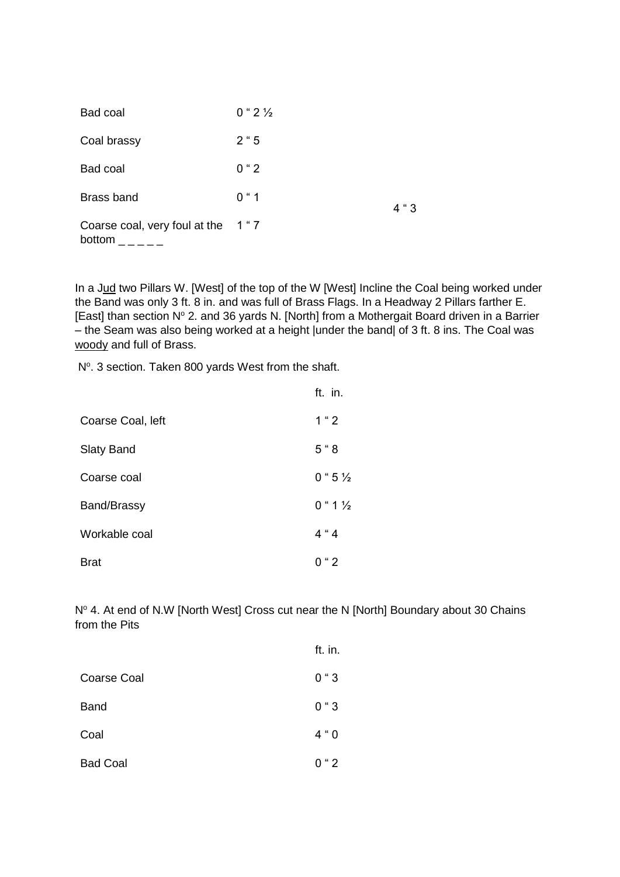| | | |
|---|---|---|
| Bad coal | 0 " 2 ½ | |
| Coal brassy | 2 " 5 | |
| Bad coal | 0 " 2 | |
| Brass band | 0 " 1 | 4 " 3 |
| Coarse coal, very foul at the bottom _ _ _ _ _ | 1 " 7 | |

In a Jud two Pillars W. [West] of the top of the W [West] Incline the Coal being worked under the Band was only 3 ft. 8 in. and was full of Brass Flags. In a Headway 2 Pillars farther E. [East] than section N$^{o}$ 2. and 36 yards N. [North] from a Mothergait Board driven in a Barrier – the Seam was also being worked at a height |under the band| of 3 ft. 8 ins. The Coal was woody and full of Brass.

N$^{o}$. 3 section. Taken 800 yards West from the shaft.

| | ft. in. |
|---|---|
| Coarse Coal, left | 1 " 2 |
| Slaty Band | 5 " 8 |
| Coarse coal | 0 " 5 ½ |
| Band/Brassy | 0 " 1 ½ |
| Workable coal | 4 " 4 |
| Brat | 0 " 2 |

N$^{o}$ 4. At end of N.W [North West] Cross cut near the N [North] Boundary about 30 Chains from the Pits

| | ft. in. |
|---|---|
| Coarse Coal | 0 " 3 |
| Band | 0 " 3 |
| Coal | 4 " 0 |
| Bad Coal | 0 " 2 |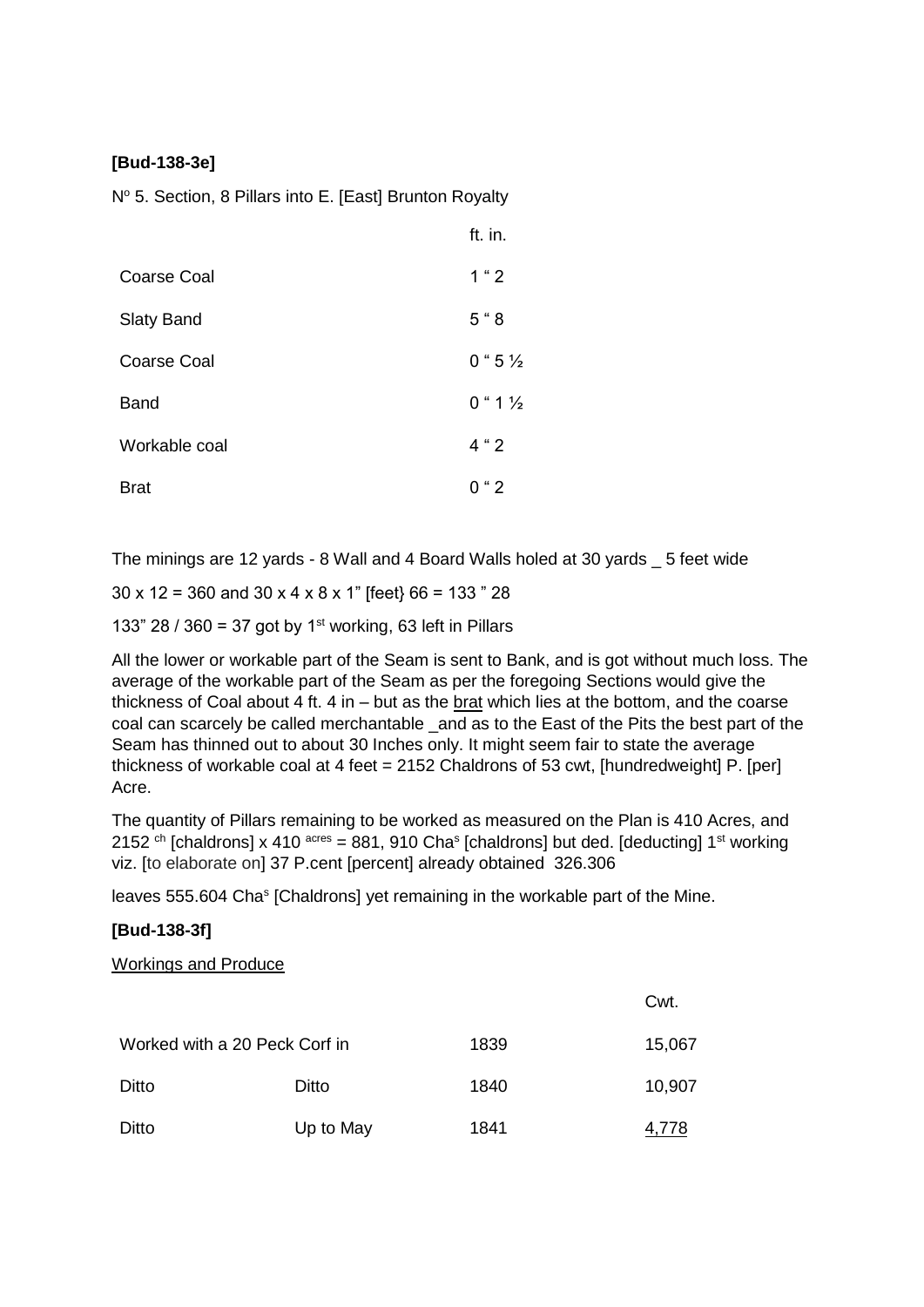**[Bud-138-3e]**

N$^{o}$ 5. Section, 8 Pillars into E. [East] Brunton Royalty

| | ft. in. |
|---|---|
| Coarse Coal | 1 " 2 |
| Slaty Band | 5 " 8 |
| Coarse Coal | 0 " 5 ½ |
| Band | 0 " 1 ½ |
| Workable coal | 4 " 2 |
| Brat | 0 " 2 |

The minings are 12 yards - 8 Wall and 4 Board Walls holed at 30 yards _ 5 feet wide

30 x 12 = 360 and 30 x 4 x 8 x 1" [feet} 66 = 133 " 28

133" 28 / 360 = 37 got by 1$^{st}$ working, 63 left in Pillars

All the lower or workable part of the Seam is sent to Bank, and is got without much loss. The average of the workable part of the Seam as per the foregoing Sections would give the thickness of Coal about 4 ft. 4 in – but as the <u>brat</u> which lies at the bottom, and the coarse coal can scarcely be called merchantable _and as to the East of the Pits the best part of the Seam has thinned out to about 30 Inches only. It might seem fair to state the average thickness of workable coal at 4 feet = 2152 Chaldrons of 53 cwt, [hundredweight] P. [per] Acre.

The quantity of Pillars remaining to be worked as measured on the Plan is 410 Acres, and 2152 $^{ch}$ [chaldrons] x 410 $^{acres}$ = 881, 910 Cha$^{s}$ [chaldrons] but ded. [deducting] 1$^{st}$ working viz. [to elaborate on] 37 P.cent [percent] already obtained 326.306

leaves 555.604 Cha$^{s}$ [Chaldrons] yet remaining in the workable part of the Mine.

**[Bud-138-3f]**

<u>Workings and Produce</u>

| | | | Cwt. |
|---|---|---|---|
| Worked with a 20 Peck Corf in | | 1839 | 15,067 |
| Ditto | Ditto | 1840 | 10,907 |
| Ditto | Up to May | 1841 | <u>4,778</u> |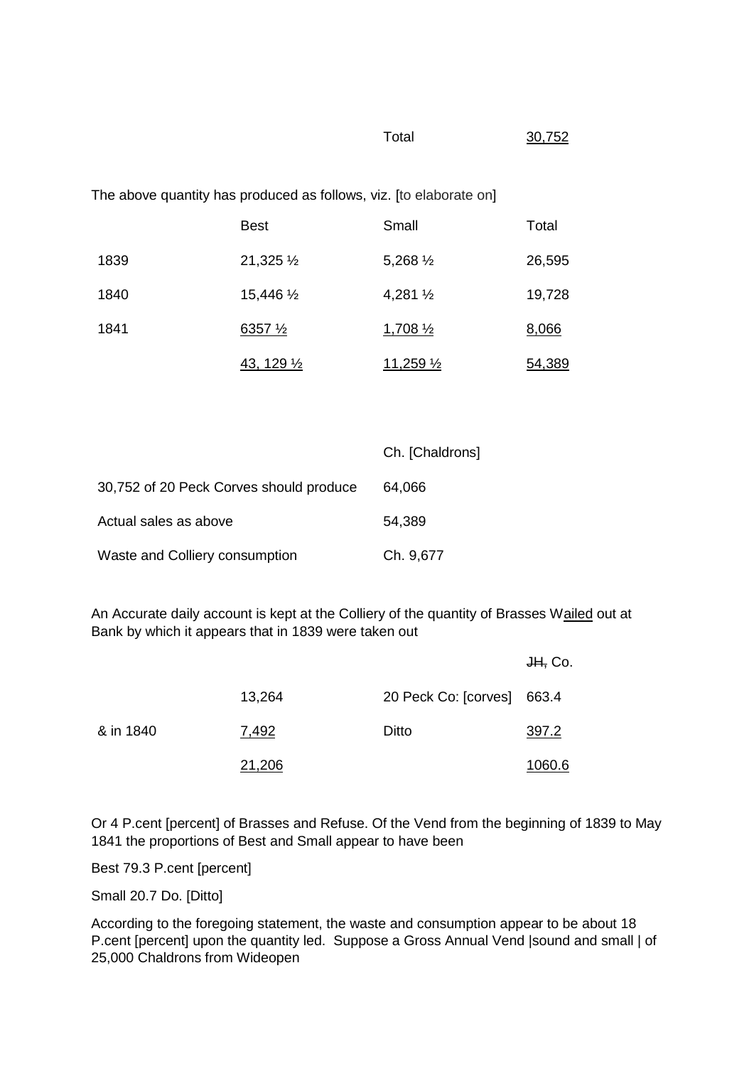| | | Total | 30,752 |
|---|---|---|---|

The above quantity has produced as follows, viz. [to elaborate on]

| | Best | Small | Total |
|---|---|---|---|
| 1839 | 21,325 ½ | 5,268 ½ | 26,595 |
| 1840 | 15,446 ½ | 4,281 ½ | 19,728 |
| 1841 | 6357 ½ | 1,708 ½ | 8,066 |
| | 43, 129 ½ | 11,259 ½ | 54,389 |

| | Ch. [Chaldrons] |
|---|---|
| 30,752 of 20 Peck Corves should produce | 64,066 |
| Actual sales as above | 54,389 |
| Waste and Colliery consumption | Ch. 9,677 |

An Accurate daily account is kept at the Colliery of the quantity of Brasses Wailed out at Bank by which it appears that in 1839 were taken out

| | | | ~~JH,~~ Co. |
|---|---|---|---|
| | 13,264 | 20 Peck Co: [corves] | 663.4 |
| & in 1840 | 7,492 | Ditto | 397.2 |
| | 21,206 | | 1060.6 |

Or 4 P.cent [percent] of Brasses and Refuse. Of the Vend from the beginning of 1839 to May 1841 the proportions of Best and Small appear to have been

Best 79.3 P.cent [percent]

Small 20.7 Do. [Ditto]

According to the foregoing statement, the waste and consumption appear to be about 18 P.cent [percent] upon the quantity led. Suppose a Gross Annual Vend |sound and small | of 25,000 Chaldrons from Wideopen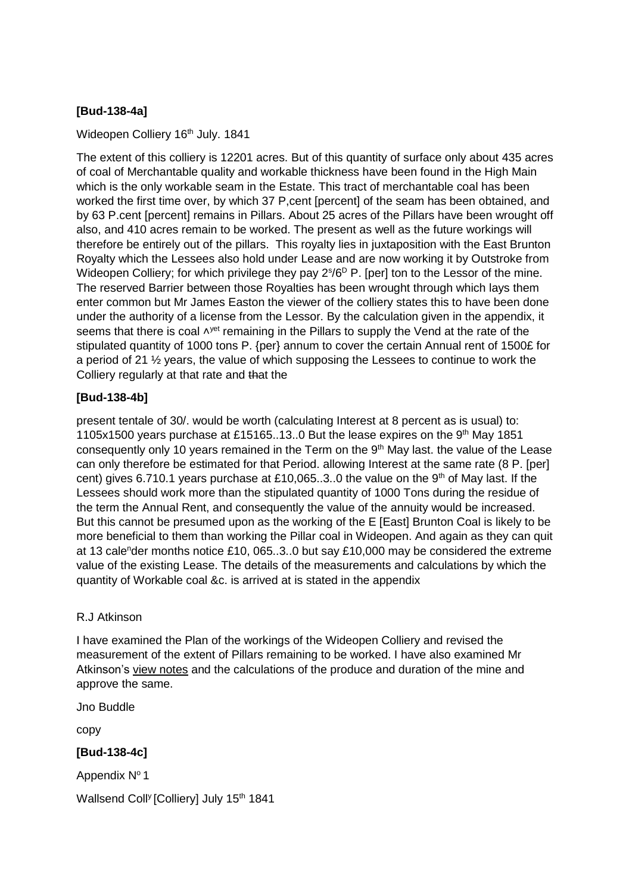**[Bud-138-4a]**

Wideopen Colliery 16th July. 1841

The extent of this colliery is 12201 acres. But of this quantity of surface only about 435 acres of coal of Merchantable quality and workable thickness have been found in the High Main which is the only workable seam in the Estate. This tract of merchantable coal has been worked the first time over, by which 37 P,cent [percent] of the seam has been obtained, and by 63 P.cent [percent] remains in Pillars. About 25 acres of the Pillars have been wrought off also, and 410 acres remain to be worked. The present as well as the future workings will therefore be entirely out of the pillars. This royalty lies in juxtaposition with the East Brunton Royalty which the Lessees also hold under Lease and are now working it by Outstroke from Wideopen Colliery; for which privilege they pay 2s/6D P. [per] ton to the Lessor of the mine. The reserved Barrier between those Royalties has been wrought through which lays them enter common but Mr James Easton the viewer of the colliery states this to have been done under the authority of a license from the Lessor. By the calculation given in the appendix, it seems that there is coal ^yet remaining in the Pillars to supply the Vend at the rate of the stipulated quantity of 1000 tons P. {per} annum to cover the certain Annual rent of 1500£ for a period of 21 ½ years, the value of which supposing the Lessees to continue to work the Colliery regularly at that rate and ~~that~~ the

**[Bud-138-4b]**

present tentale of 30/. would be worth (calculating Interest at 8 percent as is usual) to: 1105x1500 years purchase at £15165..13..0 But the lease expires on the 9th May 1851 consequently only 10 years remained in the Term on the 9th May last. the value of the Lease can only therefore be estimated for that Period. allowing Interest at the same rate (8 P. [per] cent) gives 6.710.1 years purchase at £10,065..3..0 the value on the 9th of May last. If the Lessees should work more than the stipulated quantity of 1000 Tons during the residue of the term the Annual Rent, and consequently the value of the annuity would be increased. But this cannot be presumed upon as the working of the E [East] Brunton Coal is likely to be more beneficial to them than working the Pillar coal in Wideopen. And again as they can quit at 13 calendder months notice £10, 065..3..0 but say £10,000 may be considered the extreme value of the existing Lease. The details of the measurements and calculations by which the quantity of Workable coal &c. is arrived at is stated in the appendix

R.J Atkinson

I have examined the Plan of the workings of the Wideopen Colliery and revised the measurement of the extent of Pillars remaining to be worked. I have also examined Mr Atkinson's view notes and the calculations of the produce and duration of the mine and approve the same.

Jno Buddle

copy

**[Bud-138-4c]**

Appendix No 1

Wallsend Colly [Colliery] July 15th 1841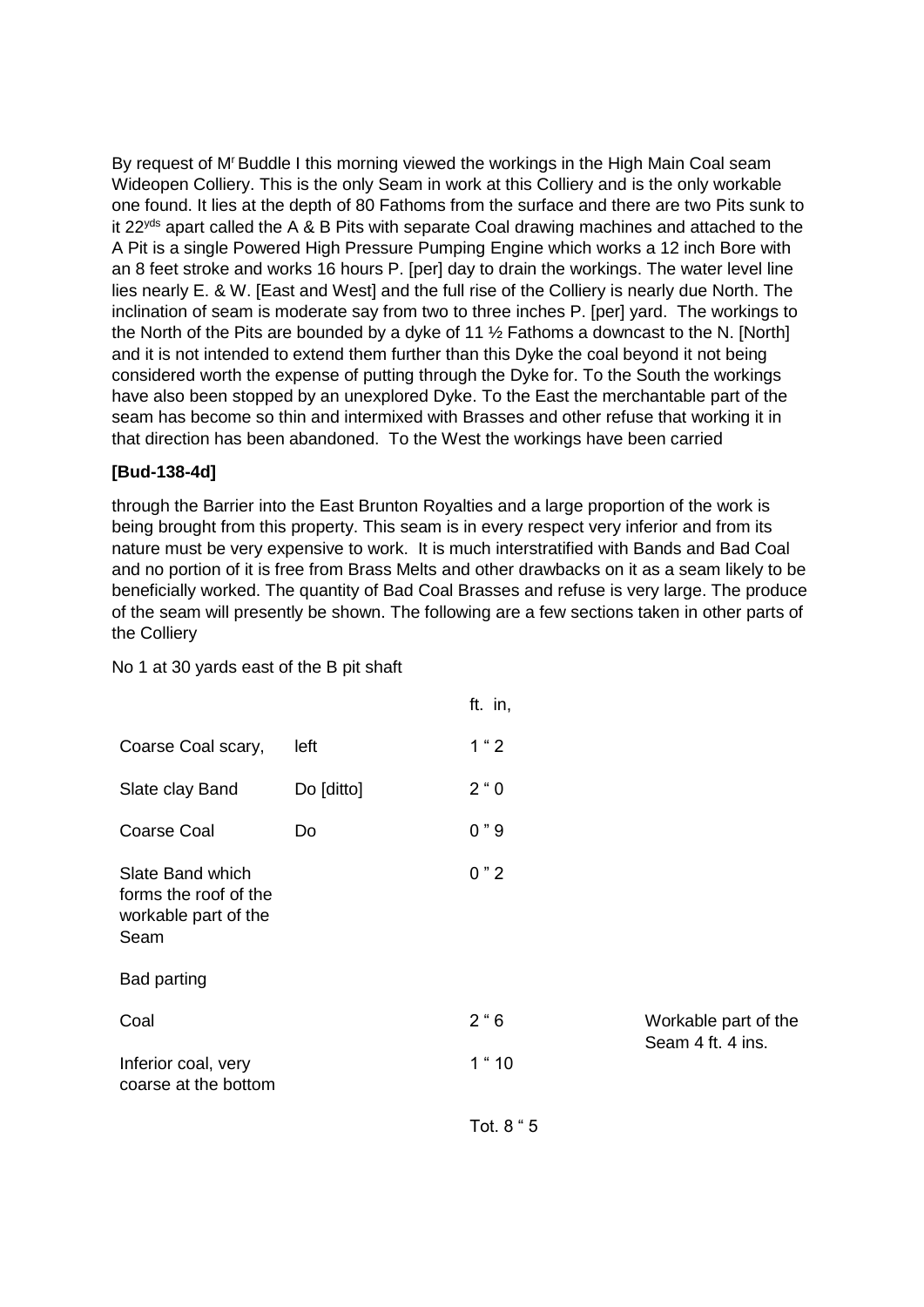By request of M[r] Buddle I this morning viewed the workings in the High Main Coal seam Wideopen Colliery. This is the only Seam in work at this Colliery and is the only workable one found. It lies at the depth of 80 Fathoms from the surface and there are two Pits sunk to it 22[yds] apart called the A & B Pits with separate Coal drawing machines and attached to the A Pit is a single Powered High Pressure Pumping Engine which works a 12 inch Bore with an 8 feet stroke and works 16 hours P. [per] day to drain the workings. The water level line lies nearly E. & W. [East and West] and the full rise of the Colliery is nearly due North. The inclination of seam is moderate say from two to three inches P. [per] yard. The workings to the North of the Pits are bounded by a dyke of 11 ½ Fathoms a downcast to the N. [North] and it is not intended to extend them further than this Dyke the coal beyond it not being considered worth the expense of putting through the Dyke for. To the South the workings have also been stopped by an unexplored Dyke. To the East the merchantable part of the seam has become so thin and intermixed with Brasses and other refuse that working it in that direction has been abandoned. To the West the workings have been carried

**[Bud-138-4d]**

through the Barrier into the East Brunton Royalties and a large proportion of the work is being brought from this property. This seam is in every respect very inferior and from its nature must be very expensive to work. It is much interstratified with Bands and Bad Coal and no portion of it is free from Brass Melts and other drawbacks on it as a seam likely to be beneficially worked. The quantity of Bad Coal Brasses and refuse is very large. The produce of the seam will presently be shown. The following are a few sections taken in other parts of the Colliery

No 1 at 30 yards east of the B pit shaft

| | | ft. in, | |
|---|---|---|---|
| Coarse Coal scary, | left | 1 " 2 | |
| Slate clay Band | Do [ditto] | 2 " 0 | |
| Coarse Coal | Do | 0 " 9 | |
| Slate Band which forms the roof of the workable part of the Seam | | 0 " 2 | |
| Bad parting | | | |
| Coal | | 2 " 6 | Workable part of the Seam 4 ft. 4 ins. |
| Inferior coal, very coarse at the bottom | | 1 " 10 | |
| | | Tot. 8 " 5 | |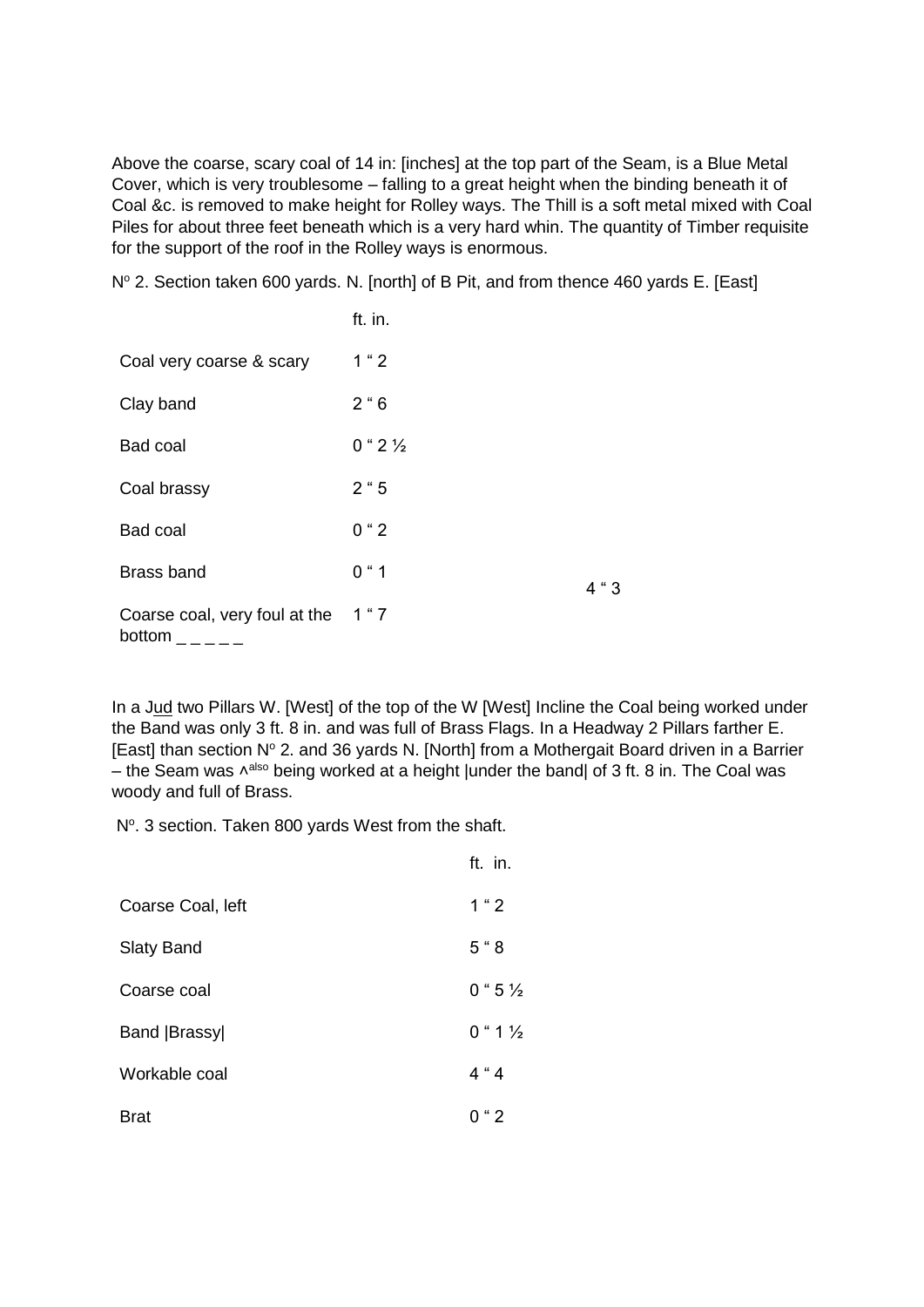Above the coarse, scary coal of 14 in: [inches] at the top part of the Seam, is a Blue Metal Cover, which is very troublesome – falling to a great height when the binding beneath it of Coal &c. is removed to make height for Rolley ways. The Thill is a soft metal mixed with Coal Piles for about three feet beneath which is a very hard whin. The quantity of Timber requisite for the support of the roof in the Rolley ways is enormous.

N° 2. Section taken 600 yards. N. [north] of B Pit, and from thence 460 yards E. [East]

| | ft. in. | |
|---|---|---|
| Coal very coarse & scary | 1 " 2 | |
| Clay band | 2 " 6 | |
| Bad coal | 0 " 2 ½ | |
| Coal brassy | 2 " 5 | |
| Bad coal | 0 " 2 | |
| Brass band | 0 " 1 | 4 " 3 |
| Coarse coal, very foul at the bottom _ _ _ _ _ | 1 " 7 | |

In a Jud two Pillars W. [West] of the top of the W [West] Incline the Coal being worked under the Band was only 3 ft. 8 in. and was full of Brass Flags. In a Headway 2 Pillars farther E. [East] than section N° 2. and 36 yards N. [North] from a Mothergait Board driven in a Barrier – the Seam was ^also being worked at a height |under the band| of 3 ft. 8 in. The Coal was woody and full of Brass.

N°. 3 section. Taken 800 yards West from the shaft.

| | ft. in. |
|---|---|
| Coarse Coal, left | 1 " 2 |
| Slaty Band | 5 " 8 |
| Coarse coal | 0 " 5 ½ |
| Band \|Brassy\| | 0 " 1 ½ |
| Workable coal | 4 " 4 |
| Brat | 0 " 2 |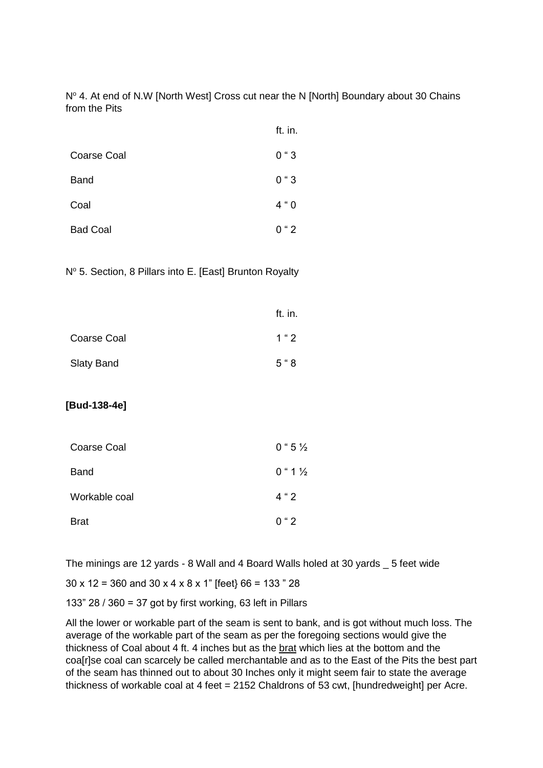N° 4. At end of N.W [North West] Cross cut near the N [North] Boundary about 30 Chains from the Pits

| | ft. in. |
|---|---|
| Coarse Coal | 0 " 3 |
| Band | 0 " 3 |
| Coal | 4 " 0 |
| Bad Coal | 0 " 2 |

N° 5. Section, 8 Pillars into E. [East] Brunton Royalty

| | ft. in. |
|---|---|
| Coarse Coal | 1 " 2 |
| Slaty Band | 5 " 8 |

**[Bud-138-4e]**

| | |
|---|---|
| Coarse Coal | 0 " 5 ½ |
| Band | 0 " 1 ½ |
| Workable coal | 4 " 2 |
| Brat | 0 " 2 |

The minings are 12 yards - 8 Wall and 4 Board Walls holed at 30 yards _ 5 feet wide

30 x 12 = 360 and 30 x 4 x 8 x 1" [feet} 66 = 133 " 28

133" 28 / 360 = 37 got by first working, 63 left in Pillars

All the lower or workable part of the seam is sent to bank, and is got without much loss. The average of the workable part of the seam as per the foregoing sections would give the thickness of Coal about 4 ft. 4 inches but as the brat which lies at the bottom and the coa[r]se coal can scarcely be called merchantable and as to the East of the Pits the best part of the seam has thinned out to about 30 Inches only it might seem fair to state the average thickness of workable coal at 4 feet = 2152 Chaldrons of 53 cwt, [hundredweight] per Acre.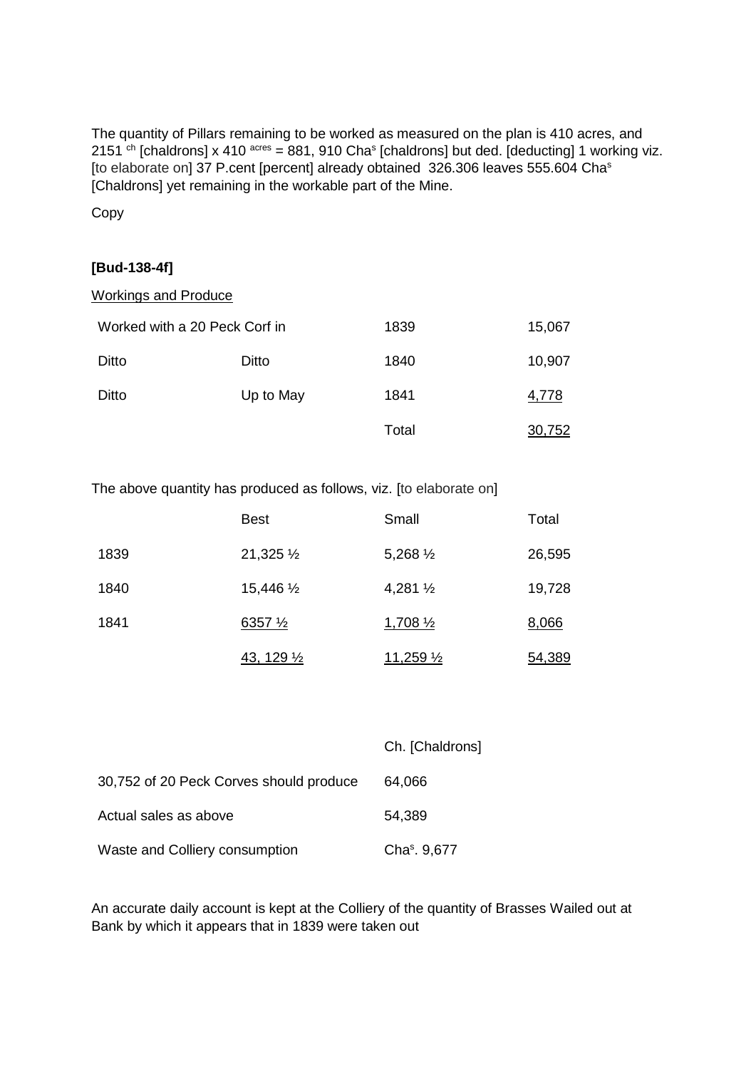The quantity of Pillars remaining to be worked as measured on the plan is 410 acres, and 2151 $^{ch}$ [chaldrons] x 410 $^{acres}$ = 881, 910 Cha$^{s}$ [chaldrons] but ded. [deducting] 1 working viz. [to elaborate on] 37 P.cent [percent] already obtained 326.306 leaves 555.604 Cha$^{s}$ [Chaldrons] yet remaining in the workable part of the Mine.

Copy

**[Bud-138-4f]**

<u>Workings and Produce</u>

| | | | |
|---|---|---|---|
| Worked with a 20 Peck Corf in | | 1839 | 15,067 |
| Ditto | Ditto | 1840 | 10,907 |
| Ditto | Up to May | 1841 | <u>4,778</u> |
| | | Total | <u>30,752</u> |

The above quantity has produced as follows, viz. [to elaborate on]

| | Best | Small | Total |
|---|---|---|---|
| 1839 | 21,325 ½ | 5,268 ½ | 26,595 |
| 1840 | 15,446 ½ | 4,281 ½ | 19,728 |
| 1841 | <u>6357 ½</u> | <u>1,708 ½</u> | <u>8,066</u> |
| | <u>43, 129 ½</u> | <u>11,259 ½</u> | <u>54,389</u> |

| | Ch. [Chaldrons] |
|---|---|
| 30,752 of 20 Peck Corves should produce | 64,066 |
| Actual sales as above | 54,389 |
| Waste and Colliery consumption | Cha$^{s}$. 9,677 |

An accurate daily account is kept at the Colliery of the quantity of Brasses Wailed out at Bank by which it appears that in 1839 were taken out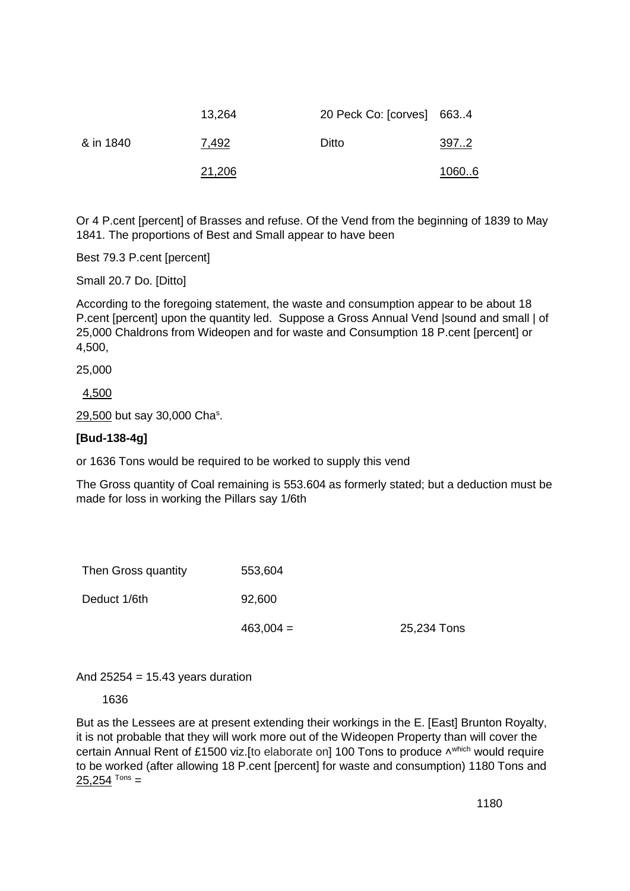| | | | |
|---|---|---|---|
| | 13,264 | 20 Peck Co: [corves] | 663..4 |
| & in 1840 | <u>7,492</u> | Ditto | <u>397..2</u> |
| | <u>21,206</u> | | <u>1060..6</u> |

Or 4 P.cent [percent] of Brasses and refuse. Of the Vend from the beginning of 1839 to May 1841. The proportions of Best and Small appear to have been

Best 79.3 P.cent [percent]

Small 20.7 Do. [Ditto]

According to the foregoing statement, the waste and consumption appear to be about 18 P.cent [percent] upon the quantity led. Suppose a Gross Annual Vend |sound and small | of 25,000 Chaldrons from Wideopen and for waste and Consumption 18 P.cent [percent] or 4,500,

25,000

<u>4,500</u>

<u>29,500</u> but say 30,000 Cha^s^.

**[Bud-138-4g]**

or 1636 Tons would be required to be worked to supply this vend

The Gross quantity of Coal remaining is 553.604 as formerly stated; but a deduction must be made for loss in working the Pillars say 1/6th

| | | |
|---|---|---|
| Then Gross quantity | 553,604 | |
| Deduct 1/6th | 92,600 | |
| | 463,004 = | 25,234 Tons |

And 25254 = 15.43 years duration

1636

But as the Lessees are at present extending their workings in the E. [East] Brunton Royalty, it is not probable that they will work more out of the Wideopen Property than will cover the certain Annual Rent of £1500 viz.[to elaborate on] 100 Tons to produce ^which would require to be worked (after allowing 18 P.cent [percent] for waste and consumption) 1180 Tons and <u>25,254</u> Tons =

1180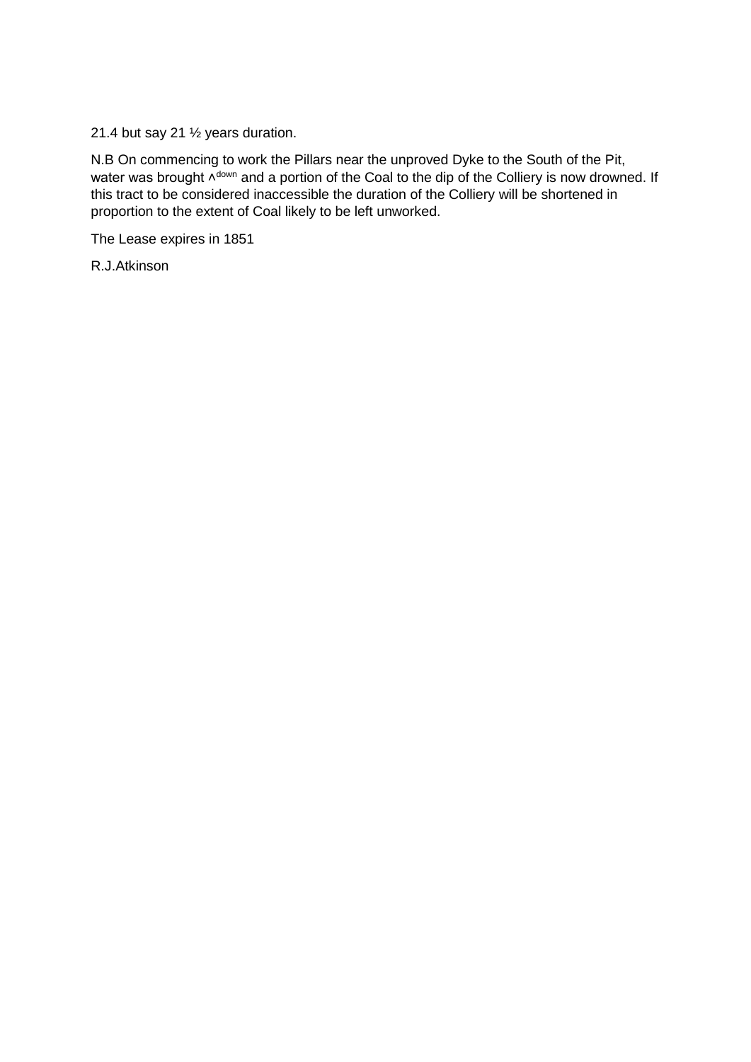21.4 but say 21 ½ years duration.

N.B On commencing to work the Pillars near the unproved Dyke to the South of the Pit, water was brought ^down and a portion of the Coal to the dip of the Colliery is now drowned. If this tract to be considered inaccessible the duration of the Colliery will be shortened in proportion to the extent of Coal likely to be left unworked.

The Lease expires in 1851

R.J.Atkinson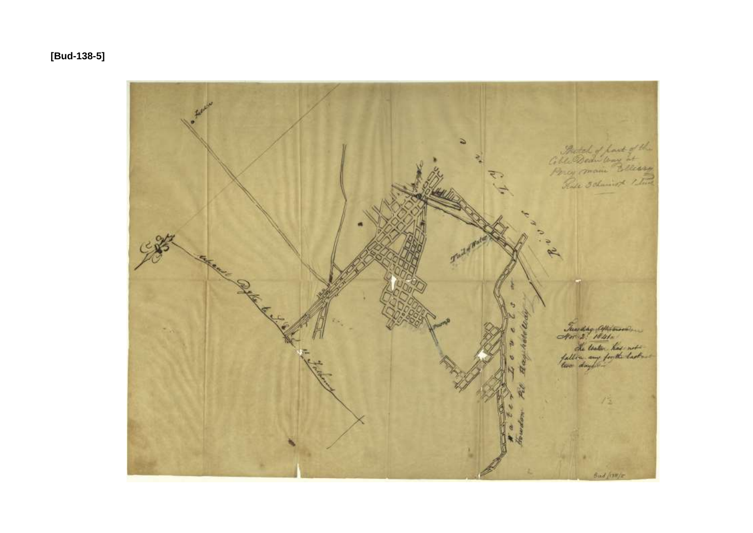[Bud-138-5]

Sketch of part of the Coble Dean Way at Percy main Colliery Hide & chemist & line

Tuesday Afternoon Nov 2. 1841

The Water has not fallen any for the last two days

Water Levels

Howdon Pit Bayhole Way

River Tyne

Tail of Water

pump

Bud/138/5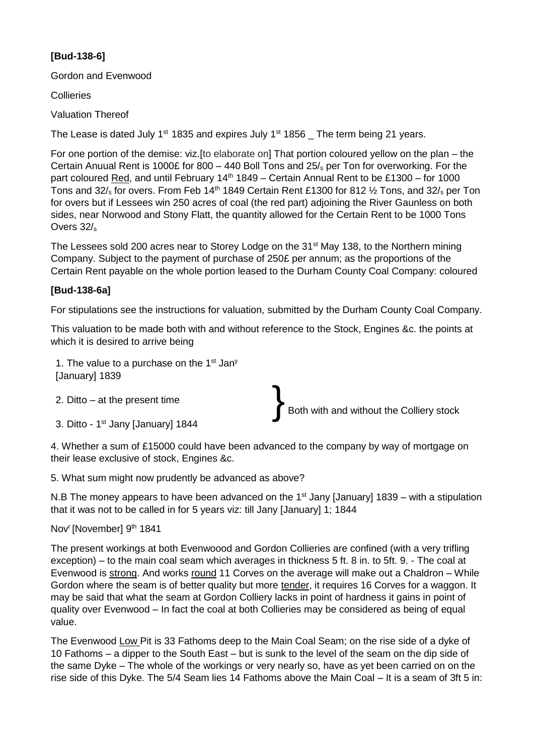**[Bud-138-6]**

Gordon and Evenwood

Collieries

Valuation Thereof

The Lease is dated July 1st 1835 and expires July 1st 1856 _ The term being 21 years.

For one portion of the demise: viz.[to elaborate on] That portion coloured yellow on the plan – the Certain Anuual Rent is 1000£ for 800 – 440 Boll Tons and 25/s per Ton for overworking. For the part coloured Red, and until February 14th 1849 – Certain Annual Rent to be £1300 – for 1000 Tons and 32/s for overs. From Feb 14th 1849 Certain Rent £1300 for 812 ½ Tons, and 32/s per Ton for overs but if Lessees win 250 acres of coal (the red part) adjoining the River Gaunless on both sides, near Norwood and Stony Flatt, the quantity allowed for the Certain Rent to be 1000 Tons Overs 32/s

The Lessees sold 200 acres near to Storey Lodge on the 31st May 138, to the Northern mining Company. Subject to the payment of purchase of 250£ per annum; as the proportions of the Certain Rent payable on the whole portion leased to the Durham County Coal Company: coloured

**[Bud-138-6a]**

For stipulations see the instructions for valuation, submitted by the Durham County Coal Company.

This valuation to be made both with and without reference to the Stock, Engines &c. the points at which it is desired to arrive being

1. The value to a purchase on the 1st Jany [January] 1839
2. Ditto – at the present time
3. Ditto - 1st Jany [January] 1844

} Both with and without the Colliery stock

4. Whether a sum of £15000 could have been advanced to the company by way of mortgage on their lease exclusive of stock, Engines &c.

5. What sum might now prudently be advanced as above?

N.B The money appears to have been advanced on the 1st Jany [January] 1839 – with a stipulation that it was not to be called in for 5 years viz: till Jany [January] 1; 1844

Novr [November] 9th 1841

The present workings at both Evenwoood and Gordon Collieries are confined (with a very trifling exception) – to the main coal seam which averages in thickness 5 ft. 8 in. to 5ft. 9. - The coal at Evenwood is strong. And works round 11 Corves on the average will make out a Chaldron – While Gordon where the seam is of better quality but more tender, it requires 16 Corves for a waggon. It may be said that what the seam at Gordon Colliery lacks in point of hardness it gains in point of quality over Evenwood – In fact the coal at both Collieries may be considered as being of equal value.

The Evenwood Low Pit is 33 Fathoms deep to the Main Coal Seam; on the rise side of a dyke of 10 Fathoms – a dipper to the South East – but is sunk to the level of the seam on the dip side of the same Dyke – The whole of the workings or very nearly so, have as yet been carried on on the rise side of this Dyke. The 5/4 Seam lies 14 Fathoms above the Main Coal – It is a seam of 3ft 5 in: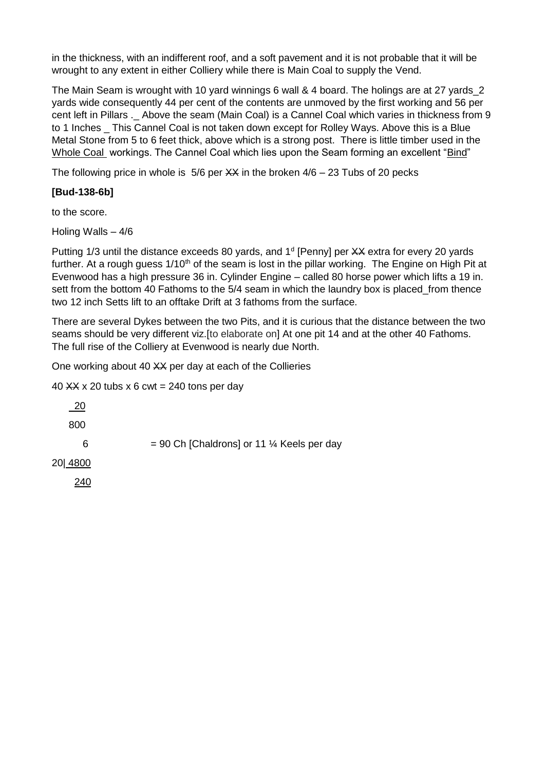in the thickness, with an indifferent roof, and a soft pavement and it is not probable that it will be wrought to any extent in either Colliery while there is Main Coal to supply the Vend.

The Main Seam is wrought with 10 yard winnings 6 wall & 4 board. The holings are at 27 yards_2 yards wide consequently 44 per cent of the contents are unmoved by the first working and 56 per cent left in Pillars ._ Above the seam (Main Coal) is a Cannel Coal which varies in thickness from 9 to 1 Inches _ This Cannel Coal is not taken down except for Rolley Ways. Above this is a Blue Metal Stone from 5 to 6 feet thick, above which is a strong post. There is little timber used in the Whole Coal workings. The Cannel Coal which lies upon the Seam forming an excellent "Bind"

The following price in whole is 5/6 per ~~XX~~ in the broken 4/6 – 23 Tubs of 20 pecks

**[Bud-138-6b]**

to the score.

Holing Walls – 4/6

Putting 1/3 until the distance exceeds 80 yards, and 1d [Penny] per ~~XX~~ extra for every 20 yards further. At a rough guess 1/10th of the seam is lost in the pillar working. The Engine on High Pit at Evenwood has a high pressure 36 in. Cylinder Engine – called 80 horse power which lifts a 19 in. sett from the bottom 40 Fathoms to the 5/4 seam in which the laundry box is placed_from thence two 12 inch Setts lift to an offtake Drift at 3 fathoms from the surface.

There are several Dykes between the two Pits, and it is curious that the distance between the two seams should be very different viz.[to elaborate on] At one pit 14 and at the other 40 Fathoms. The full rise of the Colliery at Evenwood is nearly due North.

One working about 40 ~~XX~~ per day at each of the Collieries

40 ~~XX~~ x 20 tubs x 6 cwt = 240 tons per day

```
   20
  800
    6        = 90 Ch [Chaldrons] or 11 ¼ Keels per day
20| 4800
    240
```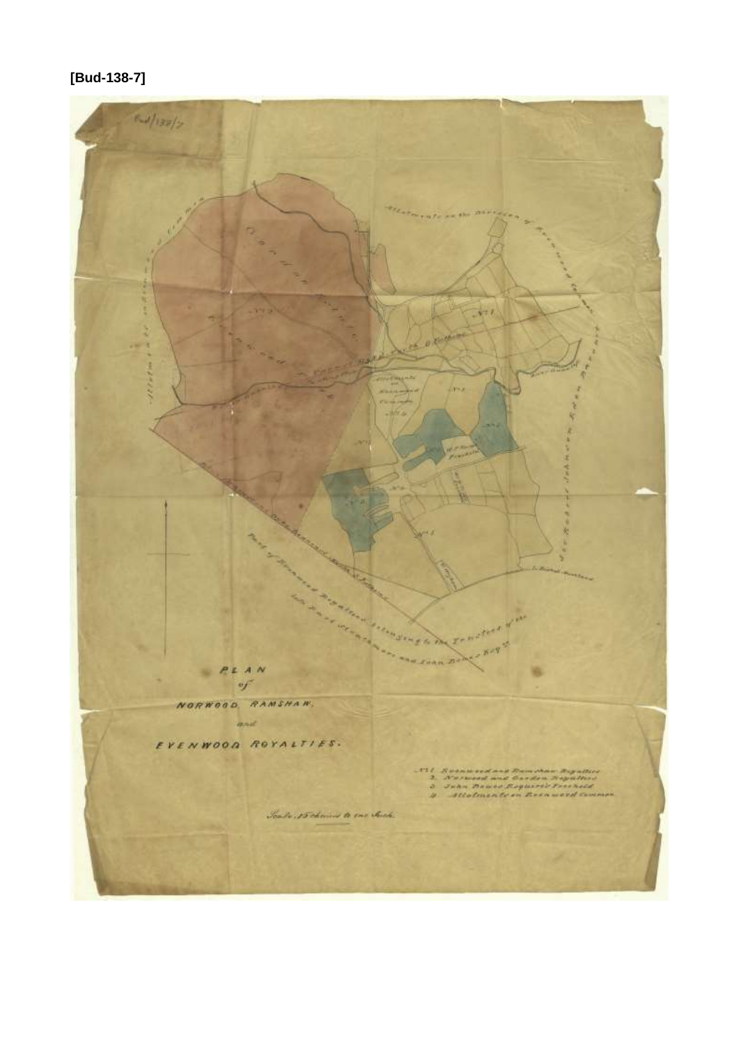**[Bud-138-7]**

PLAN

of

NORWOOD RAMSHAW,

and

EVENWOOD ROYALTIES.

No. 1 Evenwood and Ramshaw Royalties
2. Norwood and Gordon Royalties
3. John Bowes Esquire's Freehold
4. Allotments on Evenwood Common

Scale, 15 chains to one Inch.